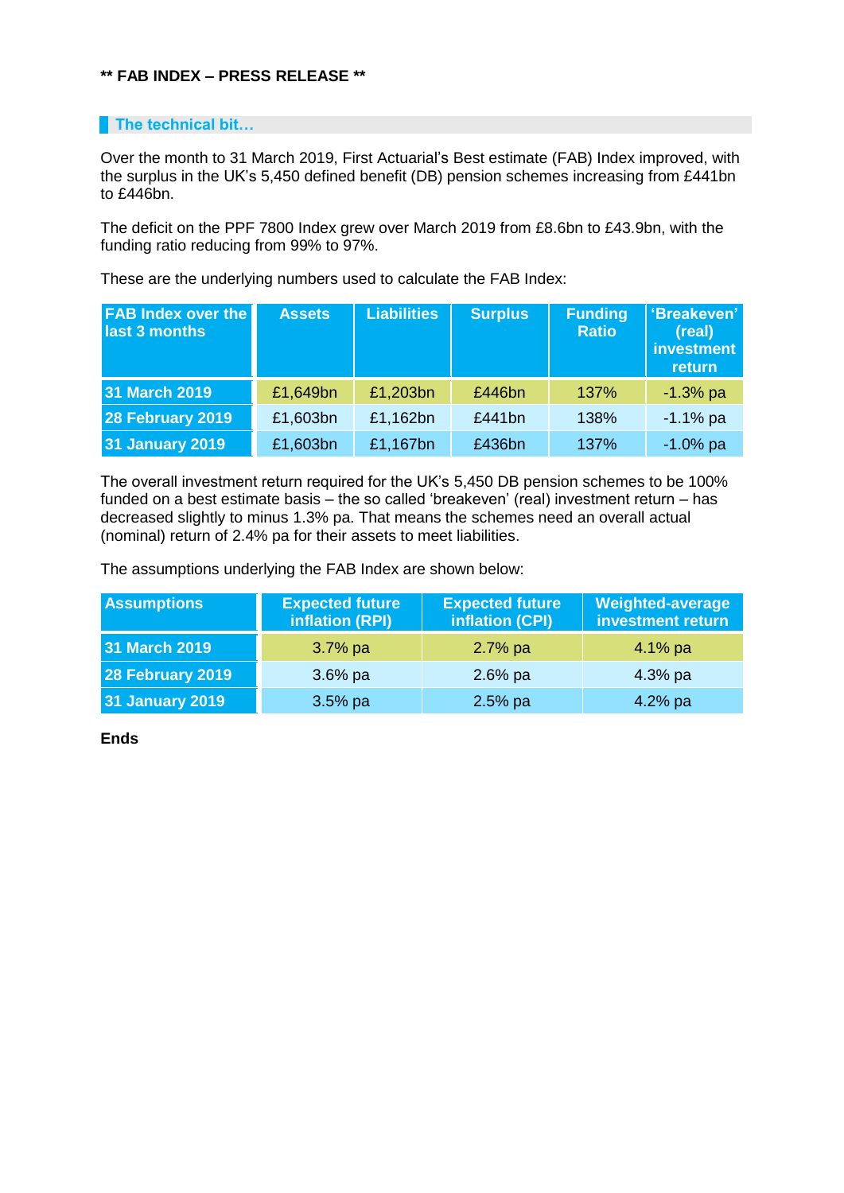**** FAB INDEX – PRESS RELEASE ****

## The technical bit…

Over the month to 31 March 2019, First Actuarial's Best estimate (FAB) Index improved, with the surplus in the UK's 5,450 defined benefit (DB) pension schemes increasing from £441bn to £446bn.

The deficit on the PPF 7800 Index grew over March 2019 from £8.6bn to £43.9bn, with the funding ratio reducing from 99% to 97%.

These are the underlying numbers used to calculate the FAB Index:

| FAB Index over the last 3 months | Assets | Liabilities | Surplus | Funding Ratio | 'Breakeven' (real) investment return |
|---|---|---|---|---|---|
| 31 March 2019 | £1,649bn | £1,203bn | £446bn | 137% | -1.3% pa |
| 28 February 2019 | £1,603bn | £1,162bn | £441bn | 138% | -1.1% pa |
| 31 January 2019 | £1,603bn | £1,167bn | £436bn | 137% | -1.0% pa |

The overall investment return required for the UK's 5,450 DB pension schemes to be 100% funded on a best estimate basis – the so called 'breakeven' (real) investment return – has decreased slightly to minus 1.3% pa. That means the schemes need an overall actual (nominal) return of 2.4% pa for their assets to meet liabilities.

The assumptions underlying the FAB Index are shown below:

| Assumptions | Expected future inflation (RPI) | Expected future inflation (CPI) | Weighted-average investment return |
|---|---|---|---|
| 31 March 2019 | 3.7% pa | 2.7% pa | 4.1% pa |
| 28 February 2019 | 3.6% pa | 2.6% pa | 4.3% pa |
| 31 January 2019 | 3.5% pa | 2.5% pa | 4.2% pa |

**Ends**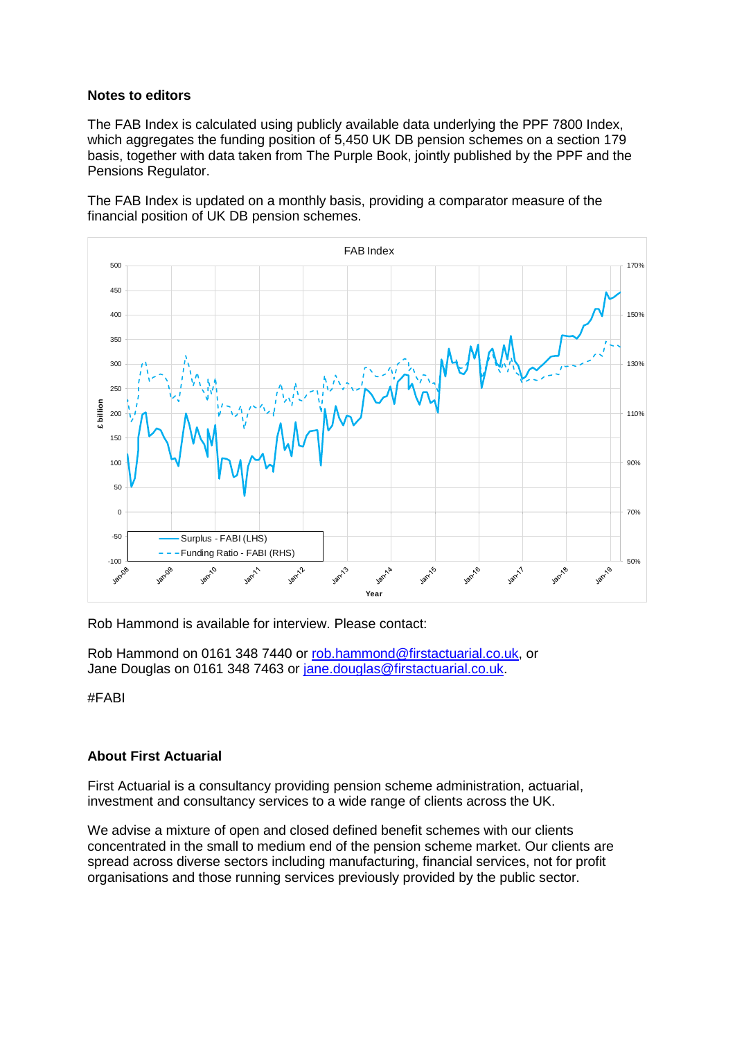**Notes to editors**

The FAB Index is calculated using publicly available data underlying the PPF 7800 Index, which aggregates the funding position of 5,450 UK DB pension schemes on a section 179 basis, together with data taken from The Purple Book, jointly published by the PPF and the Pensions Regulator.

The FAB Index is updated on a monthly basis, providing a comparator measure of the financial position of UK DB pension schemes.

FAB Index

£ billion

500
450
400
350
300
250
200
150
100
50
0
-50
-100

170%
150%
130%
110%
90%
70%
50%

Jan-08
Jan-09
Jan-10
Jan-11
Jan-12
Jan-13
Jan-14
Jan-15
Jan-16
Jan-17
Jan-18
Jan-19

Year

Surplus - FABI (LHS)
Funding Ratio - FABI (RHS)

Rob Hammond is available for interview. Please contact:

Rob Hammond on 0161 348 7440 or rob.hammond@firstactuarial.co.uk, or
Jane Douglas on 0161 348 7463 or jane.douglas@firstactuarial.co.uk.

#FABI

**About First Actuarial**

First Actuarial is a consultancy providing pension scheme administration, actuarial, investment and consultancy services to a wide range of clients across the UK.

We advise a mixture of open and closed defined benefit schemes with our clients concentrated in the small to medium end of the pension scheme market. Our clients are spread across diverse sectors including manufacturing, financial services, not for profit organisations and those running services previously provided by the public sector.